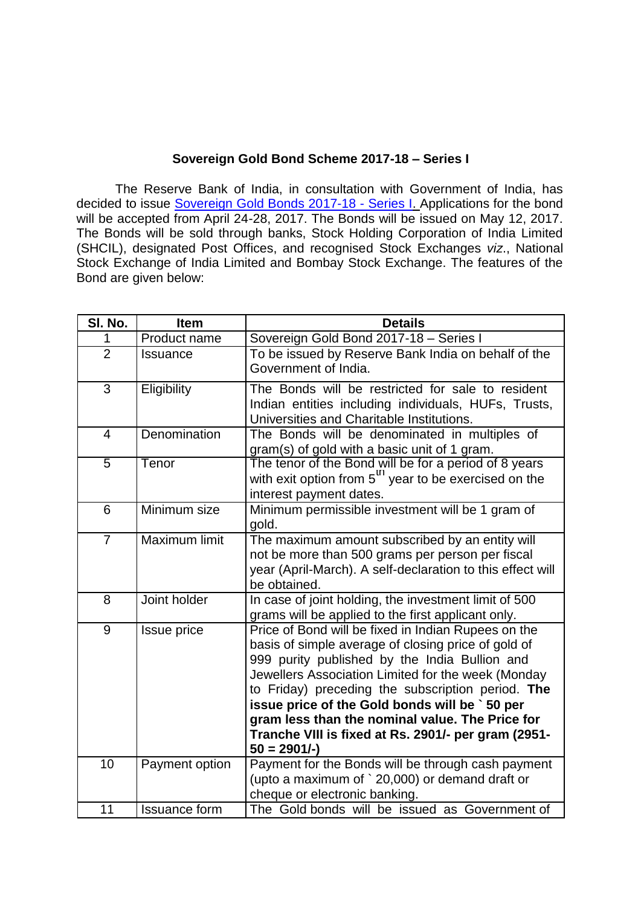**Sovereign Gold Bond Scheme 2017-18 – Series I**

The Reserve Bank of India, in consultation with Government of India, has decided to issue Sovereign Gold Bonds 2017-18 - Series I. Applications for the bond will be accepted from April 24-28, 2017. The Bonds will be issued on May 12, 2017. The Bonds will be sold through banks, Stock Holding Corporation of India Limited (SHCIL), designated Post Offices, and recognised Stock Exchanges *viz*., National Stock Exchange of India Limited and Bombay Stock Exchange. The features of the Bond are given below:

| Sl. No. | Item | Details |
|---|---|---|
| 1 | Product name | Sovereign Gold Bond 2017-18 – Series I |
| 2 | Issuance | To be issued by Reserve Bank India on behalf of the Government of India. |
| 3 | Eligibility | The Bonds will be restricted for sale to resident Indian entities including individuals, HUFs, Trusts, Universities and Charitable Institutions. |
| 4 | Denomination | The Bonds will be denominated in multiples of gram(s) of gold with a basic unit of 1 gram. |
| 5 | Tenor | The tenor of the Bond will be for a period of 8 years with exit option from 5th year to be exercised on the interest payment dates. |
| 6 | Minimum size | Minimum permissible investment will be 1 gram of gold. |
| 7 | Maximum limit | The maximum amount subscribed by an entity will not be more than 500 grams per person per fiscal year (April-March). A self-declaration to this effect will be obtained. |
| 8 | Joint holder | In case of joint holding, the investment limit of 500 grams will be applied to the first applicant only. |
| 9 | Issue price | Price of Bond will be fixed in Indian Rupees on the basis of simple average of closing price of gold of 999 purity published by the India Bullion and Jewellers Association Limited for the week (Monday to Friday) preceding the subscription period. **The issue price of the Gold bonds will be ` 50 per gram less than the nominal value. The Price for Tranche VIII is fixed at Rs. 2901/- per gram (2951-50 = 2901/-)** |
| 10 | Payment option | Payment for the Bonds will be through cash payment (upto a maximum of ` 20,000) or demand draft or cheque or electronic banking. |
| 11 | Issuance form | The Gold bonds will be issued as Government of |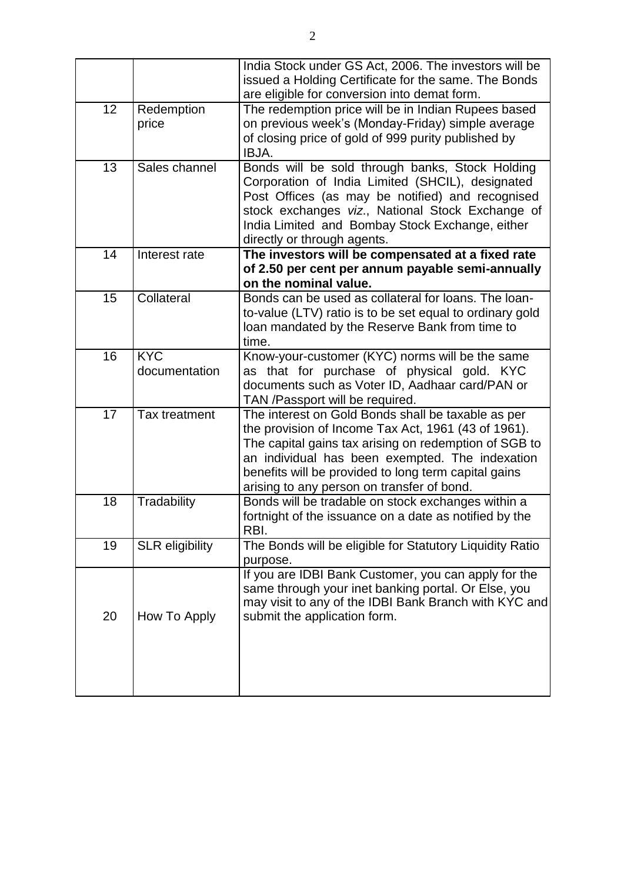| | | |
|---|---|---|
| | | India Stock under GS Act, 2006. The investors will be issued a Holding Certificate for the same. The Bonds are eligible for conversion into demat form. |
| 12 | Redemption price | The redemption price will be in Indian Rupees based on previous week's (Monday-Friday) simple average of closing price of gold of 999 purity published by IBJA. |
| 13 | Sales channel | Bonds will be sold through banks, Stock Holding Corporation of India Limited (SHCIL), designated Post Offices (as may be notified) and recognised stock exchanges *viz.*, National Stock Exchange of India Limited and Bombay Stock Exchange, either directly or through agents. |
| 14 | Interest rate | **The investors will be compensated at a fixed rate of 2.50 per cent per annum payable semi-annually on the nominal value.** |
| 15 | Collateral | Bonds can be used as collateral for loans. The loan-to-value (LTV) ratio is to be set equal to ordinary gold loan mandated by the Reserve Bank from time to time. |
| 16 | KYC documentation | Know-your-customer (KYC) norms will be the same as that for purchase of physical gold. KYC documents such as Voter ID, Aadhaar card/PAN or TAN /Passport will be required. |
| 17 | Tax treatment | The interest on Gold Bonds shall be taxable as per the provision of Income Tax Act, 1961 (43 of 1961). The capital gains tax arising on redemption of SGB to an individual has been exempted. The indexation benefits will be provided to long term capital gains arising to any person on transfer of bond. |
| 18 | Tradability | Bonds will be tradable on stock exchanges within a fortnight of the issuance on a date as notified by the RBI. |
| 19 | SLR eligibility | The Bonds will be eligible for Statutory Liquidity Ratio purpose. |
| 20 | How To Apply | If you are IDBI Bank Customer, you can apply for the same through your inet banking portal. Or Else, you may visit to any of the IDBI Bank Branch with KYC and submit the application form. |